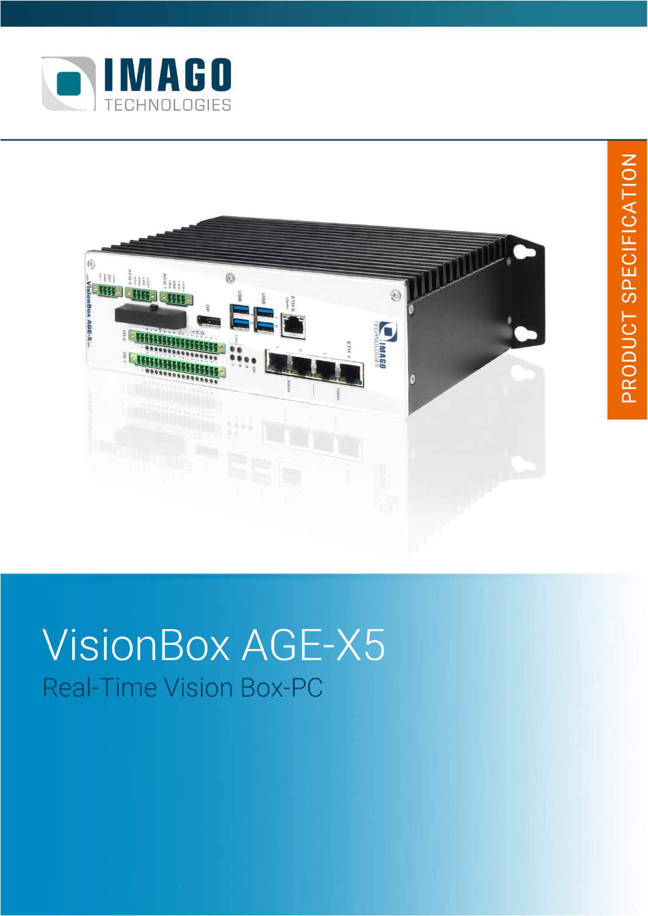IMAGO TECHNOLOGIES

PRODUCT SPECIFICATION

# VisionBox AGE-X5

## Real-Time Vision Box-PC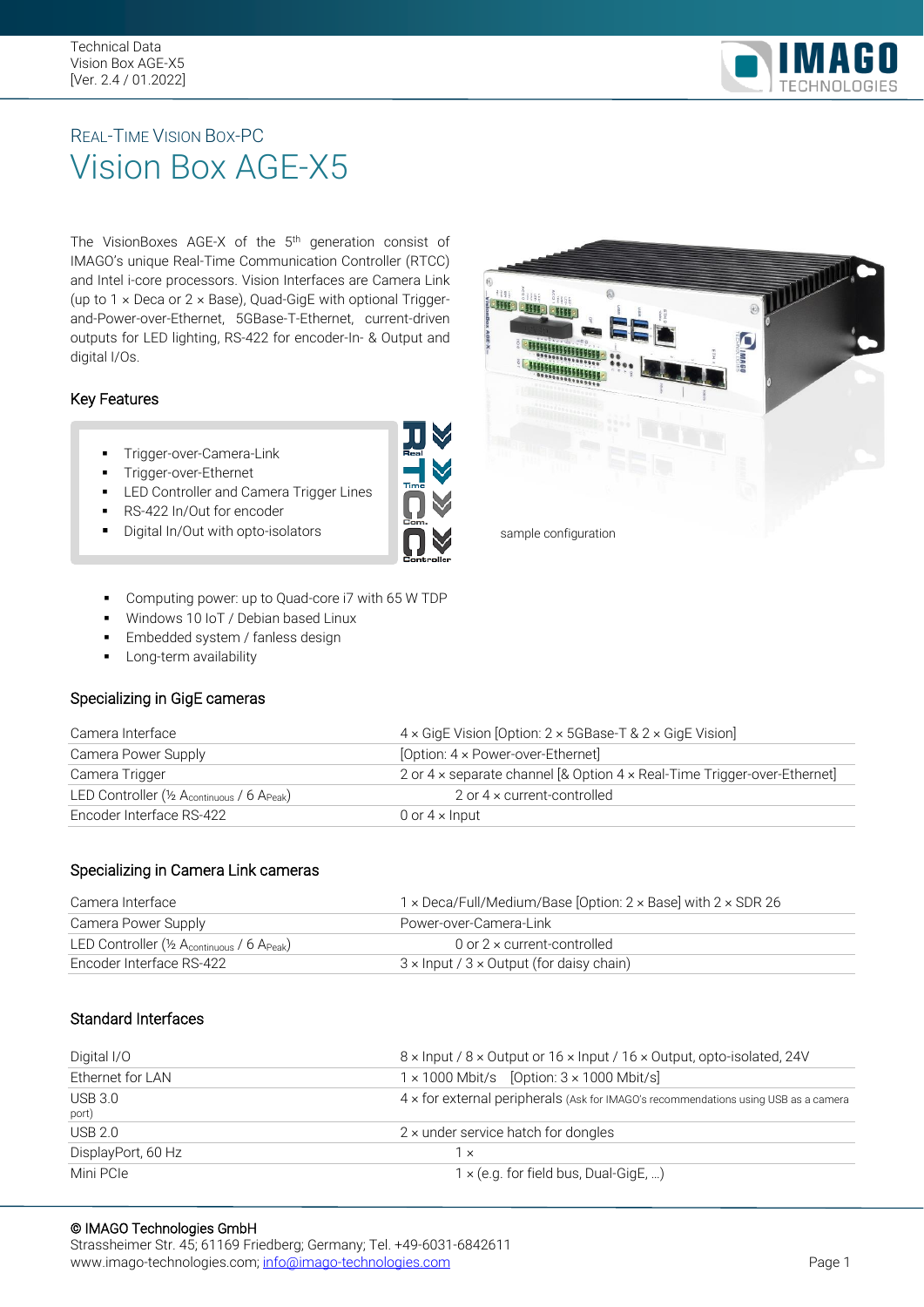## REAL-TIME VISION BOX-PC

# Vision Box AGE-X5

The VisionBoxes AGE-X of the 5th generation consist of IMAGO's unique Real-Time Communication Controller (RTCC) and Intel i-core processors. Vision Interfaces are Camera Link (up to 1 × Deca or 2 × Base), Quad-GigE with optional Trigger-and-Power-over-Ethernet, 5GBase-T-Ethernet, current-driven outputs for LED lighting, RS-422 for encoder-In- & Output and digital I/Os.

sample configuration

### Key Features

- Trigger-over-Camera-Link
- Trigger-over-Ethernet
- LED Controller and Camera Trigger Lines
- RS-422 In/Out for encoder
- Digital In/Out with opto-isolators

- Computing power: up to Quad-core i7 with 65 W TDP
- Windows 10 IoT / Debian based Linux
- Embedded system / fanless design
- Long-term availability

### Specializing in GigE cameras

| | |
|---|---|
| Camera Interface | 4 × GigE Vision [Option: 2 × 5GBase-T & 2 × GigE Vision] |
| Camera Power Supply | [Option: 4 × Power-over-Ethernet] |
| Camera Trigger | 2 or 4 × separate channel [& Option 4 × Real-Time Trigger-over-Ethernet] |
| LED Controller (½ $A_{continuous}$ / 6 $A_{Peak}$) | 2 or 4 × current-controlled |
| Encoder Interface RS-422 | 0 or 4 × Input |

### Specializing in Camera Link cameras

| | |
|---|---|
| Camera Interface | 1 × Deca/Full/Medium/Base [Option: 2 × Base] with 2 × SDR 26 |
| Camera Power Supply | Power-over-Camera-Link |
| LED Controller (½ $A_{continuous}$ / 6 $A_{Peak}$) | 0 or 2 × current-controlled |
| Encoder Interface RS-422 | 3 × Input / 3 × Output (for daisy chain) |

### Standard Interfaces

| | |
|---|---|
| Digital I/O | 8 × Input / 8 × Output or 16 × Input / 16 × Output, opto-isolated, 24V |
| Ethernet for LAN | 1 × 1000 Mbit/s [Option: 3 × 1000 Mbit/s] |
| USB 3.0 | 4 × for external peripherals (Ask for IMAGO's recommendations using USB as a camera port) |
| USB 2.0 | 2 × under service hatch for dongles |
| DisplayPort, 60 Hz | 1 × |
| Mini PCIe | 1 × (e.g. for field bus, Dual-GigE, …) |

© IMAGO Technologies GmbH
Strassheimer Str. 45; 61169 Friedberg; Germany; Tel. +49-6031-6842611
www.imago-technologies.com; info@imago-technologies.com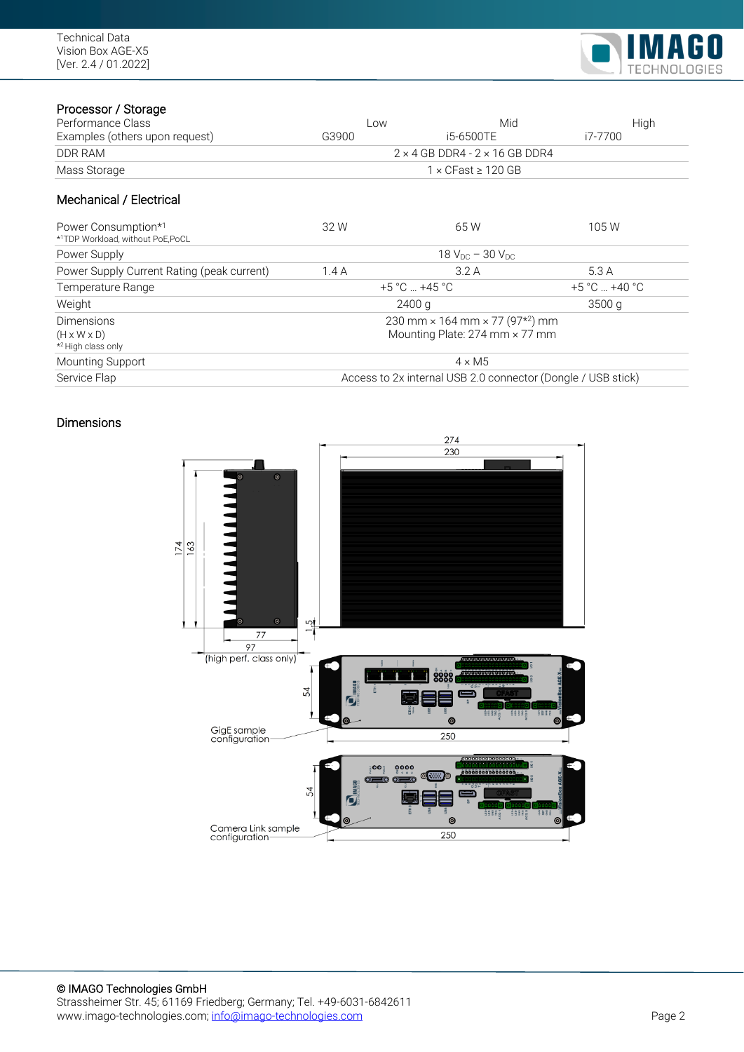## Processor / Storage

| Performance Class | Low | Mid | High |
|---|---|---|---|
| Examples (others upon request) | G3900 | i5-6500TE | i7-7700 |
| DDR RAM | 2 × 4 GB DDR4 - 2 × 16 GB DDR4 | | |
| Mass Storage | 1 × CFast ≥ 120 GB | | |

## Mechanical / Electrical

| | | | |
|---|---|---|---|
| Power Consumption*1<br>*1TDP Workload, without PoE,PoCL | 32 W | 65 W | 105 W |
| Power Supply | 18 $V_{DC}$ – 30 $V_{DC}$ | | |
| Power Supply Current Rating (peak current) | 1.4 A | 3.2 A | 5.3 A |
| Temperature Range | +5 °C ... +45 °C | | +5 °C ... +40 °C |
| Weight | 2400 g | | 3500 g |
| Dimensions<br>(H x W x D)<br>*2 High class only | 230 mm × 164 mm × 77 (97*2) mm<br>Mounting Plate: 274 mm × 77 mm | | |
| Mounting Support | 4 × M5 | | |
| Service Flap | Access to 2x internal USB 2.0 connector (Dongle / USB stick) | | |

## Dimensions

274
230
174
163
1,5
77
97
(high perf. class only)
54
250
GigE sample configuration
54
250
Camera Link sample configuration

© IMAGO Technologies GmbH
Strassheimer Str. 45; 61169 Friedberg; Germany; Tel. +49-6031-6842611
www.imago-technologies.com; info@imago-technologies.com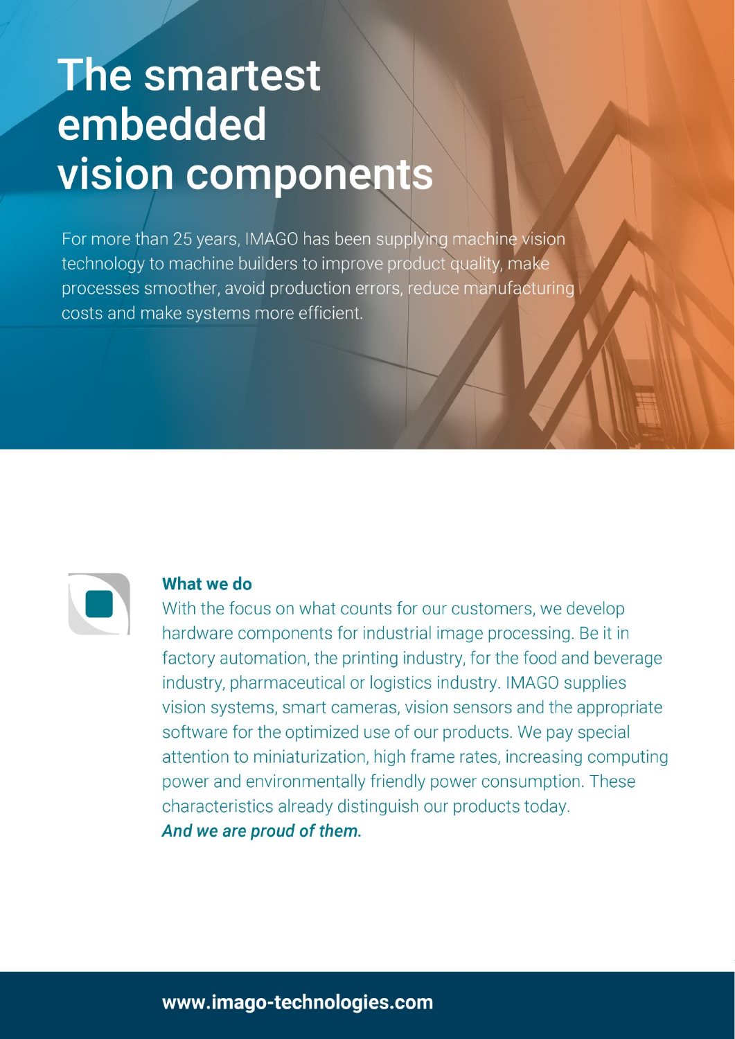# The smartest embedded vision components

For more than 25 years, IMAGO has been supplying machine vision technology to machine builders to improve product quality, make processes smoother, avoid production errors, reduce manufacturing costs and make systems more efficient.

## What we do

With the focus on what counts for our customers, we develop hardware components for industrial image processing. Be it in factory automation, the printing industry, for the food and beverage industry, pharmaceutical or logistics industry. IMAGO supplies vision systems, smart cameras, vision sensors and the appropriate software for the optimized use of our products. We pay special attention to miniaturization, high frame rates, increasing computing power and environmentally friendly power consumption. These characteristics already distinguish our products today.
***And we are proud of them.***

**www.imago-technologies.com**